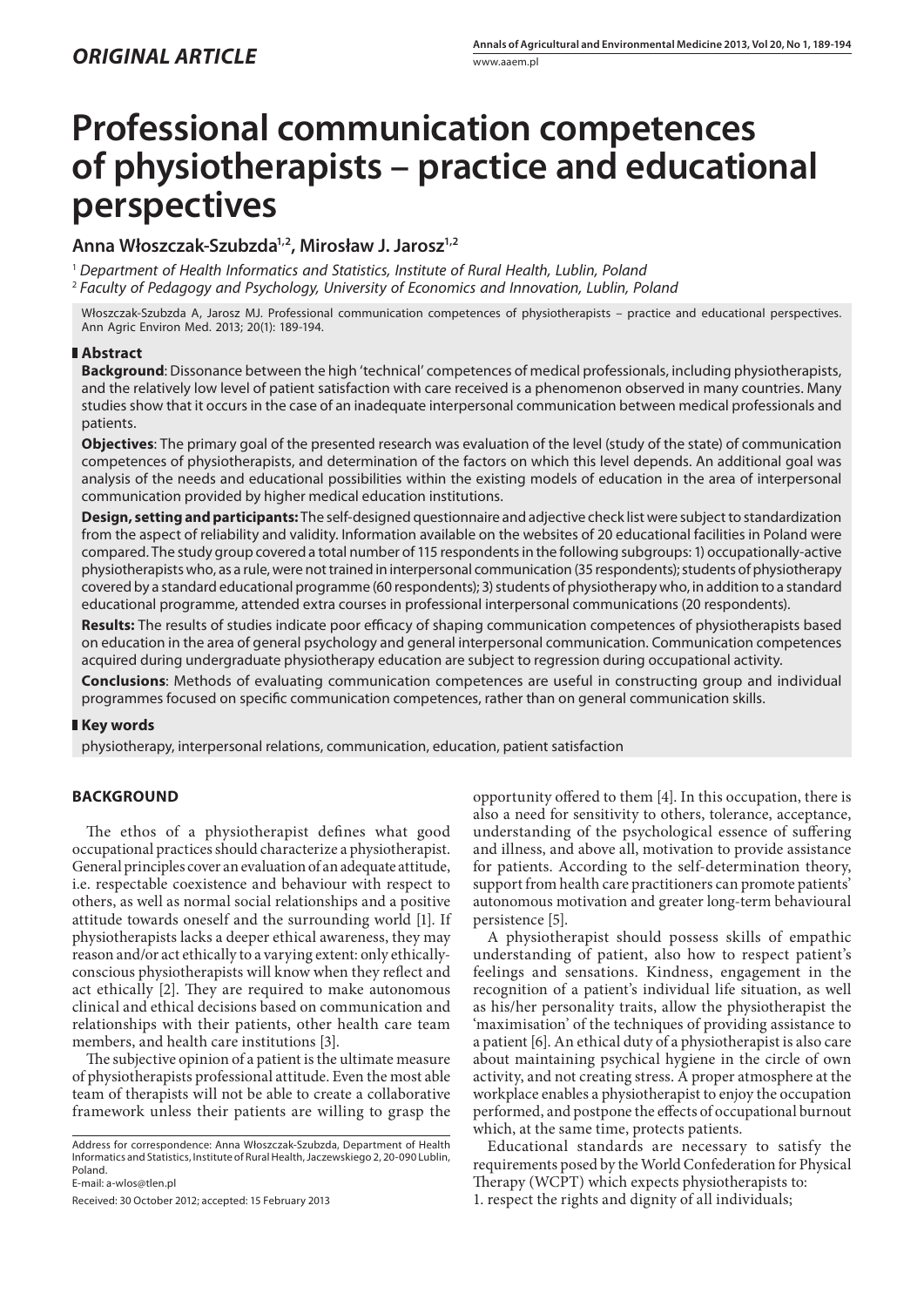*ORIGINAL ARTICLE*

# Professional communication competences of physiotherapists – practice and educational perspectives

**Anna Włoszczak-Szubzda[1,2], Mirosław J. Jarosz[1,2]**

[1] *Department of Health Informatics and Statistics, Institute of Rural Health, Lublin, Poland*
[2] *Faculty of Pedagogy and Psychology, University of Economics and Innovation, Lublin, Poland*

Włoszczak-Szubzda A, Jarosz MJ. Professional communication competences of physiotherapists – practice and educational perspectives. Ann Agric Environ Med. 2013; 20(1): 189-194.

## Abstract

**Background**: Dissonance between the high 'technical' competences of medical professionals, including physiotherapists, and the relatively low level of patient satisfaction with care received is a phenomenon observed in many countries. Many studies show that it occurs in the case of an inadequate interpersonal communication between medical professionals and patients.

**Objectives**: The primary goal of the presented research was evaluation of the level (study of the state) of communication competences of physiotherapists, and determination of the factors on which this level depends. An additional goal was analysis of the needs and educational possibilities within the existing models of education in the area of interpersonal communication provided by higher medical education institutions.

**Design, setting and participants:** The self-designed questionnaire and adjective check list were subject to standardization from the aspect of reliability and validity. Information available on the websites of 20 educational facilities in Poland were compared. The study group covered a total number of 115 respondents in the following subgroups: 1) occupationally-active physiotherapists who, as a rule, were not trained in interpersonal communication (35 respondents); students of physiotherapy covered by a standard educational programme (60 respondents); 3) students of physiotherapy who, in addition to a standard educational programme, attended extra courses in professional interpersonal communications (20 respondents).

**Results:** The results of studies indicate poor efficacy of shaping communication competences of physiotherapists based on education in the area of general psychology and general interpersonal communication. Communication competences acquired during undergraduate physiotherapy education are subject to regression during occupational activity.

**Conclusions**: Methods of evaluating communication competences are useful in constructing group and individual programmes focused on specific communication competences, rather than on general communication skills.

## Key words

physiotherapy, interpersonal relations, communication, education, patient satisfaction

## BACKGROUND

The ethos of a physiotherapist defines what good occupational practices should characterize a physiotherapist. General principles cover an evaluation of an adequate attitude, i.e. respectable coexistence and behaviour with respect to others, as well as normal social relationships and a positive attitude towards oneself and the surrounding world [1]. If physiotherapists lacks a deeper ethical awareness, they may reason and/or act ethically to a varying extent: only ethically-conscious physiotherapists will know when they reflect and act ethically [2]. They are required to make autonomous clinical and ethical decisions based on communication and relationships with their patients, other health care team members, and health care institutions [3].

The subjective opinion of a patient is the ultimate measure of physiotherapists professional attitude. Even the most able team of therapists will not be able to create a collaborative framework unless their patients are willing to grasp the opportunity offered to them [4]. In this occupation, there is also a need for sensitivity to others, tolerance, acceptance, understanding of the psychological essence of suffering and illness, and above all, motivation to provide assistance for patients. According to the self-determination theory, support from health care practitioners can promote patients' autonomous motivation and greater long-term behavioural persistence [5].

A physiotherapist should possess skills of empathic understanding of patient, also how to respect patient's feelings and sensations. Kindness, engagement in the recognition of a patient's individual life situation, as well as his/her personality traits, allow the physiotherapist the 'maximisation' of the techniques of providing assistance to a patient [6]. An ethical duty of a physiotherapist is also care about maintaining psychical hygiene in the circle of own activity, and not creating stress. A proper atmosphere at the workplace enables a physiotherapist to enjoy the occupation performed, and postpone the effects of occupational burnout which, at the same time, protects patients.

Educational standards are necessary to satisfy the requirements posed by the World Confederation for Physical Therapy (WCPT) which expects physiotherapists to:

1. respect the rights and dignity of all individuals;

Address for correspondence: Anna Włoszczak-Szubzda, Department of Health Informatics and Statistics, Institute of Rural Health, Jaczewskiego 2, 20-090 Lublin, Poland.
E-mail: a-wlos@tlen.pl

Received: 30 October 2012; accepted: 15 February 2013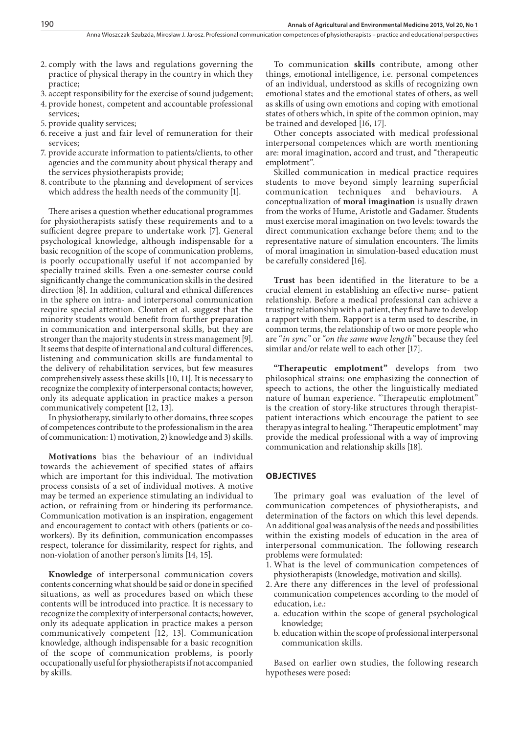2. comply with the laws and regulations governing the practice of physical therapy in the country in which they practice;
3. accept responsibility for the exercise of sound judgement;
4. provide honest, competent and accountable professional services;
5. provide quality services;
6. receive a just and fair level of remuneration for their services;
7. provide accurate information to patients/clients, to other agencies and the community about physical therapy and the services physiotherapists provide;
8. contribute to the planning and development of services which address the health needs of the community [1].

There arises a question whether educational programmes for physiotherapists satisfy these requirements and to a sufficient degree prepare to undertake work [7]. General psychological knowledge, although indispensable for a basic recognition of the scope of communication problems, is poorly occupationally useful if not accompanied by specially trained skills. Even a one-semester course could significantly change the communication skills in the desired direction [8]. In addition, cultural and ethnical differences in the sphere on intra- and interpersonal communication require special attention. Clouten et al. suggest that the minority students would benefit from further preparation in communication and interpersonal skills, but they are stronger than the majority students in stress management [9]. It seems that despite of international and cultural differences, listening and communication skills are fundamental to the delivery of rehabilitation services, but few measures comprehensively assess these skills [10, 11]. It is necessary to recognize the complexity of interpersonal contacts; however, only its adequate application in practice makes a person communicatively competent [12, 13].

In physiotherapy, similarly to other domains, three scopes of competences contribute to the professionalism in the area of communication: 1) motivation, 2) knowledge and 3) skills.

**Motivations** bias the behaviour of an individual towards the achievement of specified states of affairs which are important for this individual. The motivation process consists of a set of individual motives. A motive may be termed an experience stimulating an individual to action, or refraining from or hindering its performance. Communication motivation is an inspiration, engagement and encouragement to contact with others (patients or co-workers). By its definition, communication encompasses respect, tolerance for dissimilarity, respect for rights, and non-violation of another person's limits [14, 15].

**Knowledge** of interpersonal communication covers contents concerning what should be said or done in specified situations, as well as procedures based on which these contents will be introduced into practice. It is necessary to recognize the complexity of interpersonal contacts; however, only its adequate application in practice makes a person communicatively competent [12, 13]. Communication knowledge, although indispensable for a basic recognition of the scope of communication problems, is poorly occupationally useful for physiotherapists if not accompanied by skills.

To communication **skills** contribute, among other things, emotional intelligence, i.e. personal competences of an individual, understood as skills of recognizing own emotional states and the emotional states of others, as well as skills of using own emotions and coping with emotional states of others which, in spite of the common opinion, may be trained and developed [16, 17].

Other concepts associated with medical professional interpersonal competences which are worth mentioning are: moral imagination, accord and trust, and "therapeutic emplotment".

Skilled communication in medical practice requires students to move beyond simply learning superficial communication techniques and behaviours. A conceptualization of **moral imagination** is usually drawn from the works of Hume, Aristotle and Gadamer. Students must exercise moral imagination on two levels: towards the direct communication exchange before them; and to the representative nature of simulation encounters. The limits of moral imagination in simulation-based education must be carefully considered [16].

**Trust** has been identified in the literature to be a crucial element in establishing an effective nurse- patient relationship. Before a medical professional can achieve a trusting relationship with a patient, they first have to develop a rapport with them. Rapport is a term used to describe, in common terms, the relationship of two or more people who are "*in sync*" or "*on the same wave length*" because they feel similar and/or relate well to each other [17].

**"Therapeutic emplotment"** develops from two philosophical strains: one emphasizing the connection of speech to actions, the other the linguistically mediated nature of human experience. "Therapeutic emplotment" is the creation of story-like structures through therapist-patient interactions which encourage the patient to see therapy as integral to healing. "Therapeutic emplotment" may provide the medical professional with a way of improving communication and relationship skills [18].

## OBJECTIVES

The primary goal was evaluation of the level of communication competences of physiotherapists, and determination of the factors on which this level depends. An additional goal was analysis of the needs and possibilities within the existing models of education in the area of interpersonal communication. The following research problems were formulated:

1. What is the level of communication competences of physiotherapists (knowledge, motivation and skills).
2. Are there any differences in the level of professional communication competences according to the model of education, i.e.:
   a. education within the scope of general psychological knowledge;
   b. education within the scope of professional interpersonal communication skills.

Based on earlier own studies, the following research hypotheses were posed: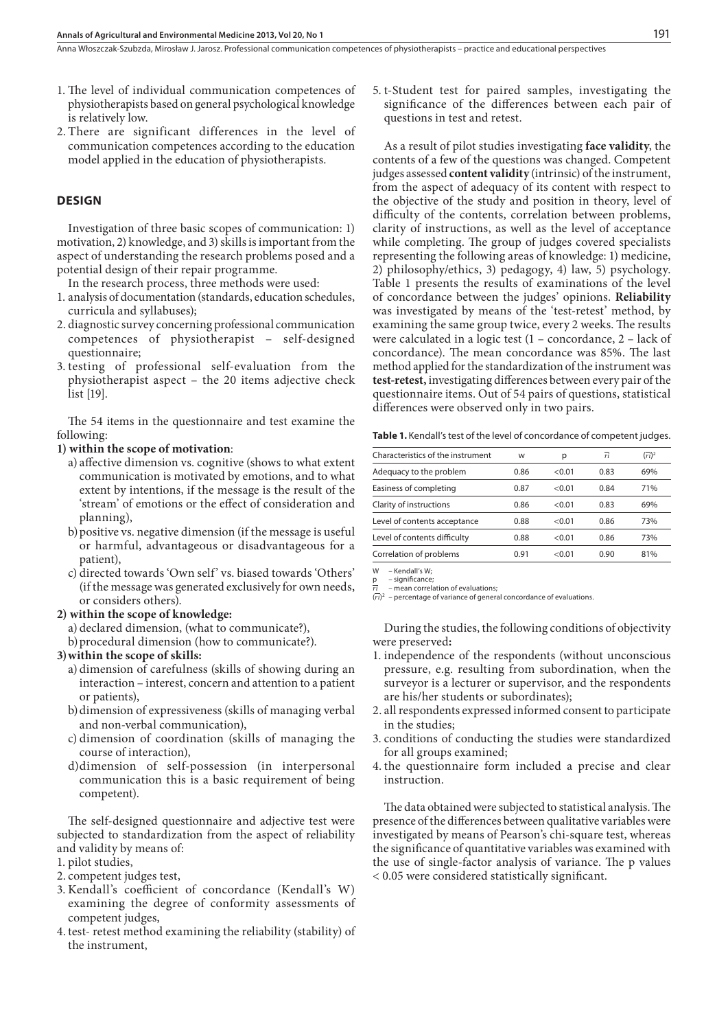1. The level of individual communication competences of physiotherapists based on general psychological knowledge is relatively low.
2. There are significant differences in the level of communication competences according to the education model applied in the education of physiotherapists.

## DESIGN

Investigation of three basic scopes of communication: 1) motivation, 2) knowledge, and 3) skills is important from the aspect of understanding the research problems posed and a potential design of their repair programme.

In the research process, three methods were used:

1. analysis of documentation (standards, education schedules, curricula and syllabuses);
2. diagnostic survey concerning professional communication competences of physiotherapist – self-designed questionnaire;
3. testing of professional self-evaluation from the physiotherapist aspect – the 20 items adjective check list [19].

The 54 items in the questionnaire and test examine the following:

**1) within the scope of motivation**:

a) affective dimension vs. cognitive (shows to what extent communication is motivated by emotions, and to what extent by intentions, if the message is the result of the 'stream' of emotions or the effect of consideration and planning),

b) positive vs. negative dimension (if the message is useful or harmful, advantageous or disadvantageous for a patient),

c) directed towards 'Own self' vs. biased towards 'Others' (if the message was generated exclusively for own needs, or considers others).

**2) within the scope of knowledge:**

a) declared dimension, (what to communicate?),

b) procedural dimension (how to communicate?).

**3) within the scope of skills:**

a) dimension of carefulness (skills of showing during an interaction – interest, concern and attention to a patient or patients),

b) dimension of expressiveness (skills of managing verbal and non-verbal communication),

c) dimension of coordination (skills of managing the course of interaction),

d) dimension of self-possession (in interpersonal communication this is a basic requirement of being competent).

The self-designed questionnaire and adjective test were subjected to standardization from the aspect of reliability and validity by means of:

1. pilot studies,
2. competent judges test,
3. Kendall's coefficient of concordance (Kendall's W) examining the degree of conformity assessments of competent judges,
4. test- retest method examining the reliability (stability) of the instrument,
5. t-Student test for paired samples, investigating the significance of the differences between each pair of questions in test and retest.

As a result of pilot studies investigating **face validity**, the contents of a few of the questions was changed. Competent judges assessed **content validity** (intrinsic) of the instrument, from the aspect of adequacy of its content with respect to the objective of the study and position in theory, level of difficulty of the contents, correlation between problems, clarity of instructions, as well as the level of acceptance while completing. The group of judges covered specialists representing the following areas of knowledge: 1) medicine, 2) philosophy/ethics, 3) pedagogy, 4) law, 5) psychology. Table 1 presents the results of examinations of the level of concordance between the judges' opinions. **Reliability** was investigated by means of the 'test-retest' method, by examining the same group twice, every 2 weeks. The results were calculated in a logic test (1 – concordance, 2 – lack of concordance). The mean concordance was 85%. The last method applied for the standardization of the instrument was **test-retest,** investigating differences between every pair of the questionnaire items. Out of 54 pairs of questions, statistical differences were observed only in two pairs.

**Table 1.** Kendall's test of the level of concordance of competent judges.

| Characteristics of the instrument | W | p | $\overline{ri}$ | $(\overline{ri})^2$ |
|---|---|---|---|---|
| Adequacy to the problem | 0.86 | <0.01 | 0.83 | 69% |
| Easiness of completing | 0.87 | <0.01 | 0.84 | 71% |
| Clarity of instructions | 0.86 | <0.01 | 0.83 | 69% |
| Level of contents acceptance | 0.88 | <0.01 | 0.86 | 73% |
| Level of contents difficulty | 0.88 | <0.01 | 0.86 | 73% |
| Correlation of problems | 0.91 | <0.01 | 0.90 | 81% |

W – Kendall's W;
p – significance;
$\overline{ri}$ – mean correlation of evaluations;
$(\overline{ri})^2$ – percentage of variance of general concordance of evaluations.

During the studies, the following conditions of objectivity were preserved**:**

1. independence of the respondents (without unconscious pressure, e.g. resulting from subordination, when the surveyor is a lecturer or supervisor, and the respondents are his/her students or subordinates);
2. all respondents expressed informed consent to participate in the studies;
3. conditions of conducting the studies were standardized for all groups examined;
4. the questionnaire form included a precise and clear instruction.

The data obtained were subjected to statistical analysis. The presence of the differences between qualitative variables were investigated by means of Pearson's chi-square test, whereas the significance of quantitative variables was examined with the use of single-factor analysis of variance. The p values $< 0.05$ were considered statistically significant.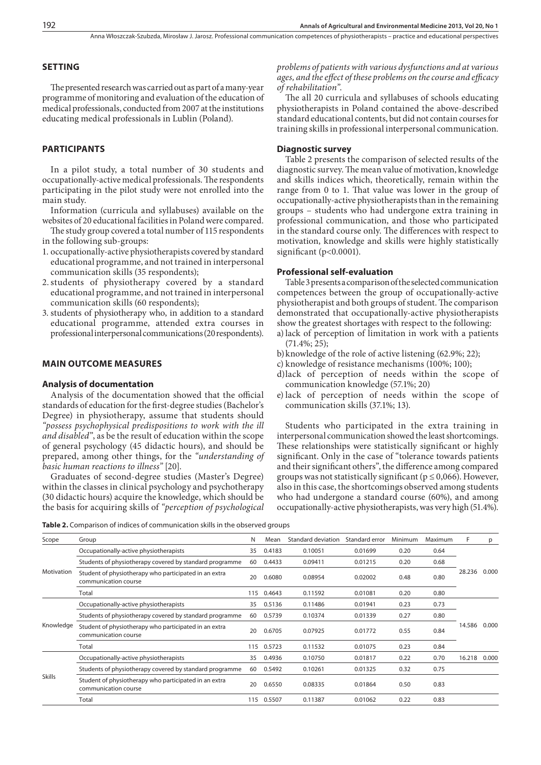## SETTING

The presented research was carried out as part of a many-year programme of monitoring and evaluation of the education of medical professionals, conducted from 2007 at the institutions educating medical professionals in Lublin (Poland).

## PARTICIPANTS

In a pilot study, a total number of 30 students and occupationally-active medical professionals. The respondents participating in the pilot study were not enrolled into the main study.

Information (curricula and syllabuses) available on the websites of 20 educational facilities in Poland were compared.

The study group covered a total number of 115 respondents in the following sub-groups:

1. occupationally-active physiotherapists covered by standard educational programme, and not trained in interpersonal communication skills (35 respondents);
2. students of physiotherapy covered by a standard educational programme, and not trained in interpersonal communication skills (60 respondents);
3. students of physiotherapy who, in addition to a standard educational programme, attended extra courses in professional interpersonal communications (20 respondents).

## MAIN OUTCOME MEASURES

### Analysis of documentation

Analysis of the documentation showed that the official standards of education for the first-degree studies (Bachelor's Degree) in physiotherapy, assume that students should *"possess psychophysical predispositions to work with the ill and disabled"*, as be the result of education within the scope of general psychology (45 didactic hours), and should be prepared, among other things, for the *"understanding of basic human reactions to illness"* [20].

Graduates of second-degree studies (Master's Degree) within the classes in clinical psychology and psychotherapy (30 didactic hours) acquire the knowledge, which should be the basis for acquiring skills of *"perception of psychological problems of patients with various dysfunctions and at various ages, and the effect of these problems on the course and efficacy of rehabilitation"*.

The all 20 curricula and syllabuses of schools educating physiotherapists in Poland contained the above-described standard educational contents, but did not contain courses for training skills in professional interpersonal communication.

### Diagnostic survey

Table 2 presents the comparison of selected results of the diagnostic survey. The mean value of motivation, knowledge and skills indices which, theoretically, remain within the range from 0 to 1. That value was lower in the group of occupationally-active physiotherapists than in the remaining groups – students who had undergone extra training in professional communication, and those who participated in the standard course only. The differences with respect to motivation, knowledge and skills were highly statistically significant ($p<0.0001$).

### Professional self-evaluation

Table 3 presents a comparison of the selected communication competences between the group of occupationally-active physiotherapist and both groups of student. The comparison demonstrated that occupationally-active physiotherapists show the greatest shortages with respect to the following:

a) lack of perception of limitation in work with a patients (71.4%; 25);
b) knowledge of the role of active listening (62.9%; 22);
c) knowledge of resistance mechanisms (100%; 100);
d) lack of perception of needs within the scope of communication knowledge (57.1%; 20)
e) lack of perception of needs within the scope of communication skills (37.1%; 13).

Students who participated in the extra training in interpersonal communication showed the least shortcomings. These relationships were statistically significant or highly significant. Only in the case of "tolerance towards patients and their significant others", the difference among compared groups was not statistically significant ($p \leq 0{,}066$). However, also in this case, the shortcomings observed among students who had undergone a standard course (60%), and among occupationally-active physiotherapists, was very high (51.4%).

**Table 2.** Comparison of indices of communication skills in the observed groups

| Scope | Group | N | Mean | Standard deviation | Standard error | Minimum | Maximum | F | p |
|---|---|---|---|---|---|---|---|---|---|
| Motivation | Occupationally-active physiotherapists | 35 | 0.4183 | 0.10051 | 0.01699 | 0.20 | 0.64 | 28.236 | 0.000 |
| | Students of physiotherapy covered by standard programme | 60 | 0.4433 | 0.09411 | 0.01215 | 0.20 | 0.68 | | |
| | Student of physiotherapy who participated in an extra communication course | 20 | 0.6080 | 0.08954 | 0.02002 | 0.48 | 0.80 | | |
| | Total | 115 | 0.4643 | 0.11592 | 0.01081 | 0.20 | 0.80 | | |
| Knowledge | Occupationally-active physiotherapists | 35 | 0.5136 | 0.11486 | 0.01941 | 0.23 | 0.73 | 14.586 | 0.000 |
| | Students of physiotherapy covered by standard programme | 60 | 0.5739 | 0.10374 | 0.01339 | 0.27 | 0.80 | | |
| | Student of physiotherapy who participated in an extra communication course | 20 | 0.6705 | 0.07925 | 0.01772 | 0.55 | 0.84 | | |
| | Total | 115 | 0.5723 | 0.11532 | 0.01075 | 0.23 | 0.84 | | |
| Skills | Occupationally-active physiotherapists | 35 | 0.4936 | 0.10750 | 0.01817 | 0.22 | 0.70 | 16.218 | 0.000 |
| | Students of physiotherapy covered by standard programme | 60 | 0.5492 | 0.10261 | 0.01325 | 0.32 | 0.75 | | |
| | Student of physiotherapy who participated in an extra communication course | 20 | 0.6550 | 0.08335 | 0.01864 | 0.50 | 0.83 | | |
| | Total | 115 | 0.5507 | 0.11387 | 0.01062 | 0.22 | 0.83 | | |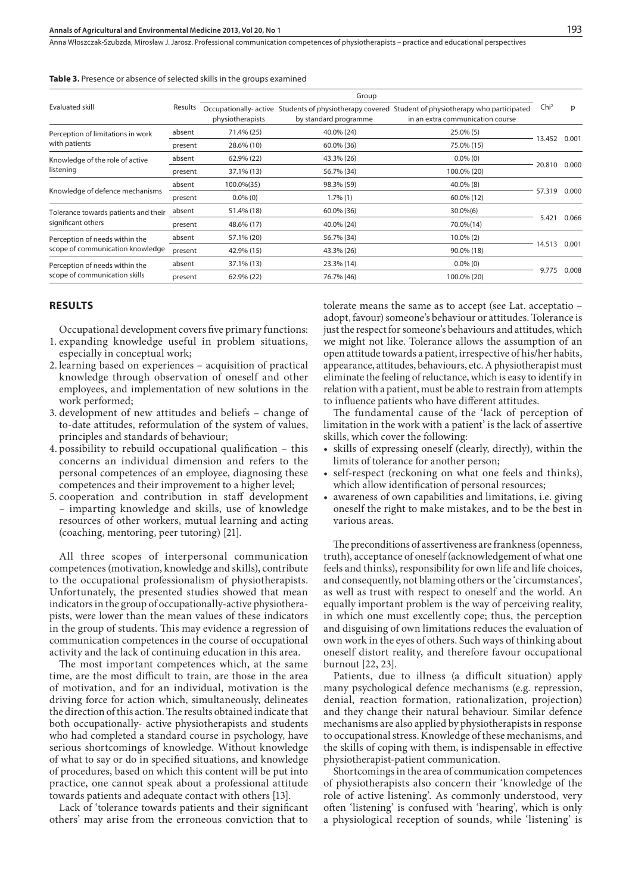**Table 3.** Presence or absence of selected skills in the groups examined

| Evaluated skill | Results | Group | | | $Chi^2$ | p |
|---|---|---|---|---|---|---|
| | | Occupationally- active physiotherapists | Students of physiotherapy covered by standard programme | Student of physiotherapy who participated in an extra communication course | | |
| Perception of limitations in work with patients | absent | 71.4% (25) | 40.0% (24) | 25.0% (5) | 13.452 | 0.001 |
| | present | 28.6% (10) | 60.0% (36) | 75.0% (15) | | |
| Knowledge of the role of active listening | absent | 62.9% (22) | 43.3% (26) | 0.0% (0) | 20.810 | 0.000 |
| | present | 37.1% (13) | 56.7% (34) | 100.0% (20) | | |
| Knowledge of defence mechanisms | absent | 100.0%(35) | 98.3% (59) | 40.0% (8) | 57.319 | 0.000 |
| | present | 0.0% (0) | 1.7% (1) | 60.0% (12) | | |
| Tolerance towards patients and their significant others | absent | 51.4% (18) | 60.0% (36) | 30.0%(6) | 5.421 | 0.066 |
| | present | 48.6% (17) | 40.0% (24) | 70.0%(14) | | |
| Perception of needs within the scope of communication knowledge | absent | 57.1% (20) | 56.7% (34) | 10.0% (2) | 14.513 | 0.001 |
| | present | 42.9% (15) | 43.3% (26) | 90.0% (18) | | |
| Perception of needs within the scope of communication skills | absent | 37.1% (13) | 23.3% (14) | 0.0% (0) | 9.775 | 0.008 |
| | present | 62.9% (22) | 76.7% (46) | 100.0% (20) | | |

## RESULTS

Occupational development covers five primary functions:

1. expanding knowledge useful in problem situations, especially in conceptual work;
2. learning based on experiences – acquisition of practical knowledge through observation of oneself and other employees, and implementation of new solutions in the work performed;
3. development of new attitudes and beliefs – change of to-date attitudes, reformulation of the system of values, principles and standards of behaviour;
4. possibility to rebuild occupational qualification – this concerns an individual dimension and refers to the personal competences of an employee, diagnosing these competences and their improvement to a higher level;
5. cooperation and contribution in staff development – imparting knowledge and skills, use of knowledge resources of other workers, mutual learning and acting (coaching, mentoring, peer tutoring) [21].

All three scopes of interpersonal communication competences (motivation, knowledge and skills), contribute to the occupational professionalism of physiotherapists. Unfortunately, the presented studies showed that mean indicators in the group of occupationally-active physiotherapists, were lower than the mean values of these indicators in the group of students. This may evidence a regression of communication competences in the course of occupational activity and the lack of continuing education in this area.

The most important competences which, at the same time, are the most difficult to train, are those in the area of motivation, and for an individual, motivation is the driving force for action which, simultaneously, delineates the direction of this action. The results obtained indicate that both occupationally- active physiotherapists and students who had completed a standard course in psychology, have serious shortcomings of knowledge. Without knowledge of what to say or do in specified situations, and knowledge of procedures, based on which this content will be put into practice, one cannot speak about a professional attitude towards patients and adequate contact with others [13].

Lack of 'tolerance towards patients and their significant others' may arise from the erroneous conviction that to tolerate means the same as to accept (see Lat. acceptatio – adopt, favour) someone's behaviour or attitudes. Tolerance is just the respect for someone's behaviours and attitudes, which we might not like. Tolerance allows the assumption of an open attitude towards a patient, irrespective of his/her habits, appearance, attitudes, behaviours, etc. A physiotherapist must eliminate the feeling of reluctance, which is easy to identify in relation with a patient, must be able to restrain from attempts to influence patients who have different attitudes.

The fundamental cause of the 'lack of perception of limitation in the work with a patient' is the lack of assertive skills, which cover the following:

- skills of expressing oneself (clearly, directly), within the limits of tolerance for another person;
- self-respect (reckoning on what one feels and thinks), which allow identification of personal resources;
- awareness of own capabilities and limitations, i.e. giving oneself the right to make mistakes, and to be the best in various areas.

The preconditions of assertiveness are frankness (openness, truth), acceptance of oneself (acknowledgement of what one feels and thinks), responsibility for own life and life choices, and consequently, not blaming others or the 'circumstances', as well as trust with respect to oneself and the world. An equally important problem is the way of perceiving reality, in which one must excellently cope; thus, the perception and disguising of own limitations reduces the evaluation of own work in the eyes of others. Such ways of thinking about oneself distort reality, and therefore favour occupational burnout [22, 23].

Patients, due to illness (a difficult situation) apply many psychological defence mechanisms (e.g. repression, denial, reaction formation, rationalization, projection) and they change their natural behaviour. Similar defence mechanisms are also applied by physiotherapists in response to occupational stress. Knowledge of these mechanisms, and the skills of coping with them, is indispensable in effective physiotherapist-patient communication.

Shortcomings in the area of communication competences of physiotherapists also concern their 'knowledge of the role of active listening'. As commonly understood, very often 'listening' is confused with 'hearing', which is only a physiological reception of sounds, while 'listening' is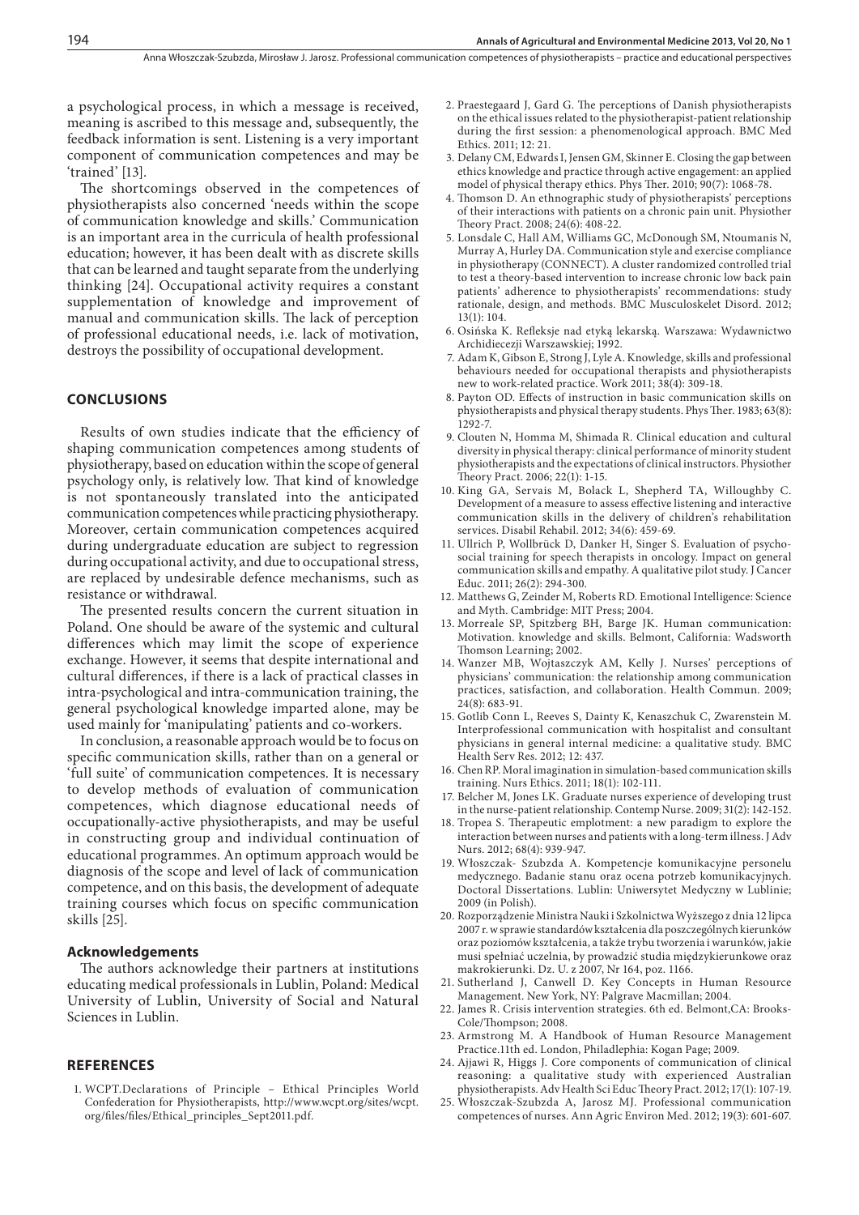a psychological process, in which a message is received, meaning is ascribed to this message and, subsequently, the feedback information is sent. Listening is a very important component of communication competences and may be 'trained' [13].

The shortcomings observed in the competences of physiotherapists also concerned 'needs within the scope of communication knowledge and skills.' Communication is an important area in the curricula of health professional education; however, it has been dealt with as discrete skills that can be learned and taught separate from the underlying thinking [24]. Occupational activity requires a constant supplementation of knowledge and improvement of manual and communication skills. The lack of perception of professional educational needs, i.e. lack of motivation, destroys the possibility of occupational development.

## CONCLUSIONS

Results of own studies indicate that the efficiency of shaping communication competences among students of physiotherapy, based on education within the scope of general psychology only, is relatively low. That kind of knowledge is not spontaneously translated into the anticipated communication competences while practicing physiotherapy. Moreover, certain communication competences acquired during undergraduate education are subject to regression during occupational activity, and due to occupational stress, are replaced by undesirable defence mechanisms, such as resistance or withdrawal.

The presented results concern the current situation in Poland. One should be aware of the systemic and cultural differences which may limit the scope of experience exchange. However, it seems that despite international and cultural differences, if there is a lack of practical classes in intra-psychological and intra-communication training, the general psychological knowledge imparted alone, may be used mainly for 'manipulating' patients and co-workers.

In conclusion, a reasonable approach would be to focus on specific communication skills, rather than on a general or 'full suite' of communication competences. It is necessary to develop methods of evaluation of communication competences, which diagnose educational needs of occupationally-active physiotherapists, and may be useful in constructing group and individual continuation of educational programmes. An optimum approach would be diagnosis of the scope and level of lack of communication competence, and on this basis, the development of adequate training courses which focus on specific communication skills [25].

### Acknowledgements

The authors acknowledge their partners at institutions educating medical professionals in Lublin, Poland: Medical University of Lublin, University of Social and Natural Sciences in Lublin.

## REFERENCES

1. WCPT.Declarations of Principle – Ethical Principles World Confederation for Physiotherapists, http://www.wcpt.org/sites/wcpt.org/files/files/Ethical_principles_Sept2011.pdf.
2. Praestegaard J, Gard G. The perceptions of Danish physiotherapists on the ethical issues related to the physiotherapist-patient relationship during the first session: a phenomenological approach. BMC Med Ethics. 2011; 12: 21.
3. Delany CM, Edwards I, Jensen GM, Skinner E. Closing the gap between ethics knowledge and practice through active engagement: an applied model of physical therapy ethics. Phys Ther. 2010; 90(7): 1068-78.
4. Thomson D. An ethnographic study of physiotherapists' perceptions of their interactions with patients on a chronic pain unit. Physiother Theory Pract. 2008; 24(6): 408-22.
5. Lonsdale C, Hall AM, Williams GC, McDonough SM, Ntoumanis N, Murray A, Hurley DA. Communication style and exercise compliance in physiotherapy (CONNECT). A cluster randomized controlled trial to test a theory-based intervention to increase chronic low back pain patients' adherence to physiotherapists' recommendations: study rationale, design, and methods. BMC Musculoskelet Disord. 2012; 13(1): 104.
6. Osińska K. Refleksje nad etyką lekarską. Warszawa: Wydawnictwo Archidiecezji Warszawskiej; 1992.
7. Adam K, Gibson E, Strong J, Lyle A. Knowledge, skills and professional behaviours needed for occupational therapists and physiotherapists new to work-related practice. Work 2011; 38(4): 309-18.
8. Payton OD. Effects of instruction in basic communication skills on physiotherapists and physical therapy students. Phys Ther. 1983; 63(8): 1292-7.
9. Clouten N, Homma M, Shimada R. Clinical education and cultural diversity in physical therapy: clinical performance of minority student physiotherapists and the expectations of clinical instructors. Physiother Theory Pract. 2006; 22(1): 1-15.
10. King GA, Servais M, Bolack L, Shepherd TA, Willoughby C. Development of a measure to assess effective listening and interactive communication skills in the delivery of children's rehabilitation services. Disabil Rehabil. 2012; 34(6): 459-69.
11. Ullrich P, Wollbrück D, Danker H, Singer S. Evaluation of psycho-social training for speech therapists in oncology. Impact on general communication skills and empathy. A qualitative pilot study. J Cancer Educ. 2011; 26(2): 294-300.
12. Matthews G, Zeinder M, Roberts RD. Emotional Intelligence: Science and Myth. Cambridge: MIT Press; 2004.
13. Morreale SP, Spitzberg BH, Barge JK. Human communication: Motivation. knowledge and skills. Belmont, California: Wadsworth Thomson Learning; 2002.
14. Wanzer MB, Wojtaszczyk AM, Kelly J. Nurses' perceptions of physicians' communication: the relationship among communication practices, satisfaction, and collaboration. Health Commun. 2009; 24(8): 683-91.
15. Gotlib Conn L, Reeves S, Dainty K, Kenaszchuk C, Zwarenstein M. Interprofessional communication with hospitalist and consultant physicians in general internal medicine: a qualitative study. BMC Health Serv Res. 2012; 12: 437.
16. Chen RP. Moral imagination in simulation-based communication skills training. Nurs Ethics. 2011; 18(1): 102-111.
17. Belcher M, Jones LK. Graduate nurses experience of developing trust in the nurse-patient relationship. Contemp Nurse. 2009; 31(2): 142-152.
18. Tropea S. Therapeutic emplotment: a new paradigm to explore the interaction between nurses and patients with a long-term illness. J Adv Nurs. 2012; 68(4): 939-947.
19. Włoszczak- Szubzda A. Kompetencje komunikacyjne personelu medycznego. Badanie stanu oraz ocena potrzeb komunikacyjnych. Doctoral Dissertations. Lublin: Uniwersytet Medyczny w Lublinie; 2009 (in Polish).
20. Rozporządzenie Ministra Nauki i Szkolnictwa Wyższego z dnia 12 lipca 2007 r. w sprawie standardów kształcenia dla poszczególnych kierunków oraz poziomów kształcenia, a także trybu tworzenia i warunków, jakie musi spełniać uczelnia, by prowadzić studia międzykierunkowe oraz makrokierunki. Dz. U. z 2007, Nr 164, poz. 1166.
21. Sutherland J, Canwell D. Key Concepts in Human Resource Management. New York, NY: Palgrave Macmillan; 2004.
22. James R. Crisis intervention strategies. 6th ed. Belmont,CA: Brooks-Cole/Thompson; 2008.
23. Armstrong M. A Handbook of Human Resource Management Practice.11th ed. London, Philadelphia: Kogan Page; 2009.
24. Ajjawi R, Higgs J. Core components of communication of clinical reasoning: a qualitative study with experienced Australian physiotherapists. Adv Health Sci Educ Theory Pract. 2012; 17(1): 107-19.
25. Włoszczak-Szubzda A, Jarosz MJ. Professional communication competences of nurses. Ann Agric Environ Med. 2012; 19(3): 601-607.